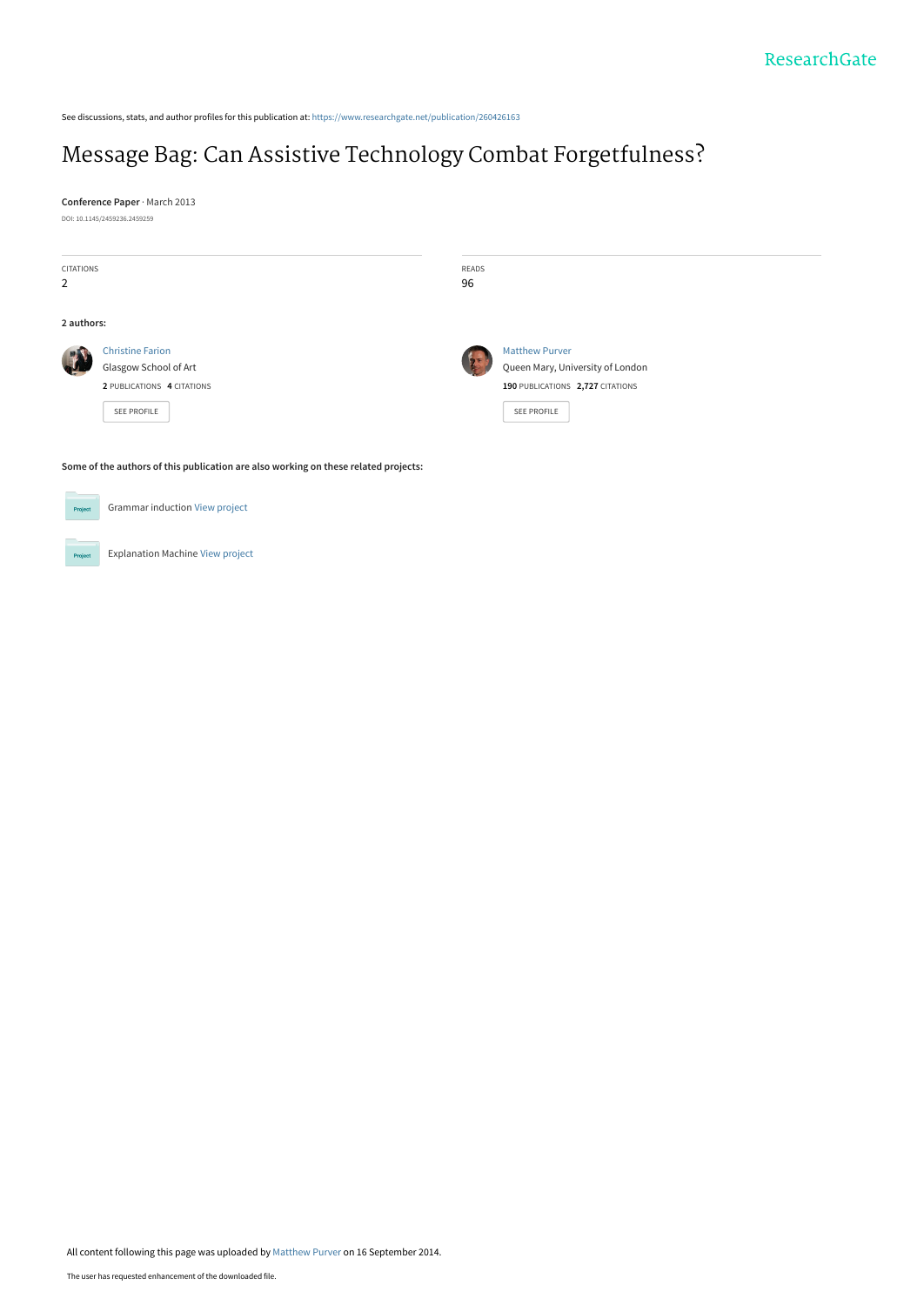See discussions, stats, and author profiles for this publication at: https://www.researchgate.net/publication/260426163

# Message Bag: Can Assistive Technology Combat Forgetfulness?

**Conference Paper** · March 2013

DOI: 10.1145/2459236.2459259

| CITATIONS | READS |
| --- | --- |
| 2 | 96 |

**2 authors:**

Christine Farion
Glasgow School of Art
**2** PUBLICATIONS **4** CITATIONS
SEE PROFILE

Matthew Purver
Queen Mary, University of London
**190** PUBLICATIONS **2,727** CITATIONS
SEE PROFILE

**Some of the authors of this publication are also working on these related projects:**

Grammar induction View project

Explanation Machine View project

All content following this page was uploaded by Matthew Purver on 16 September 2014.

The user has requested enhancement of the downloaded file.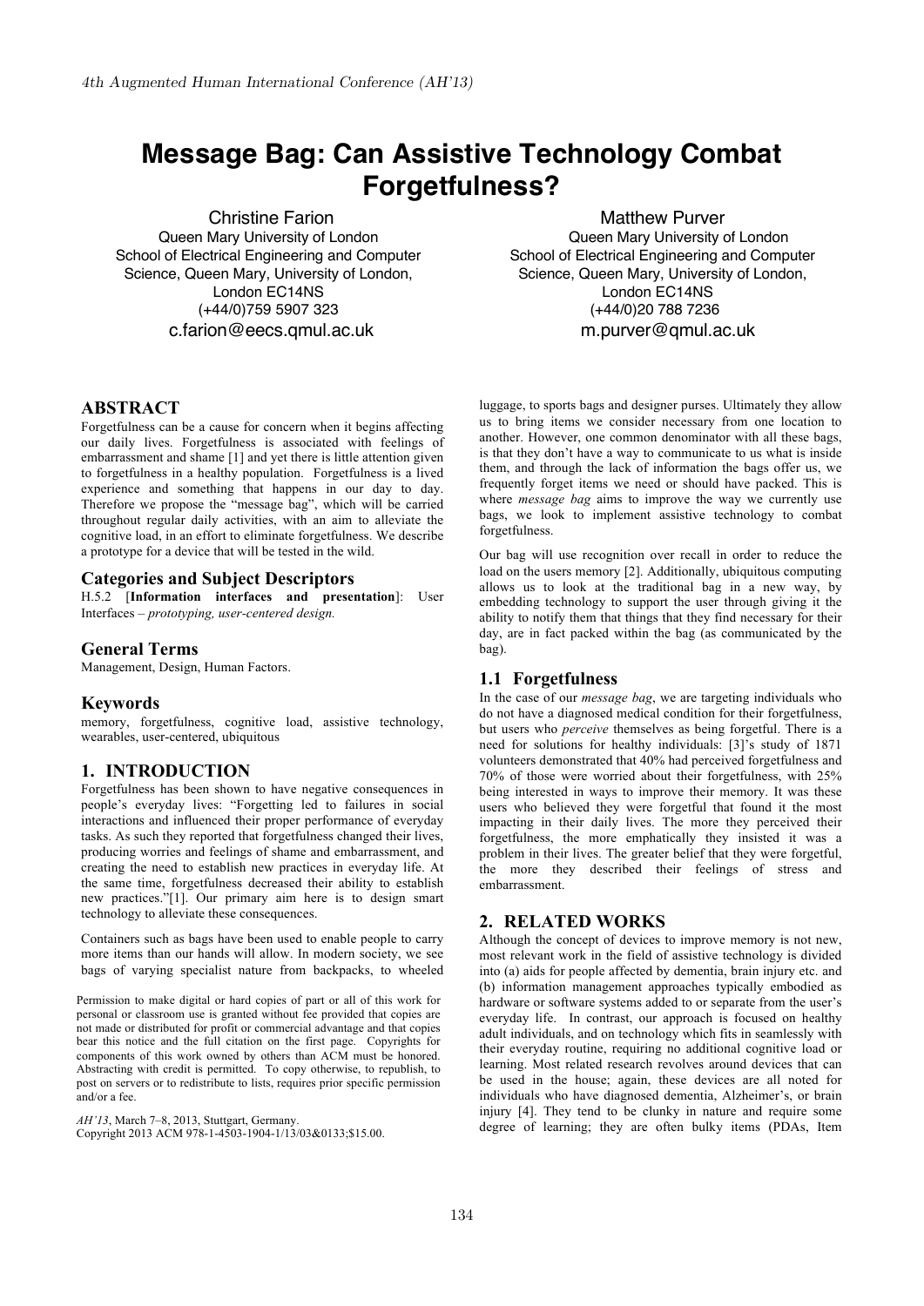# Message Bag: Can Assistive Technology Combat Forgetfulness?

Christine Farion
Queen Mary University of London
School of Electrical Engineering and Computer Science, Queen Mary, University of London, London EC14NS
(+44/0)759 5907 323
c.farion@eecs.qmul.ac.uk

Matthew Purver
Queen Mary University of London
School of Electrical Engineering and Computer Science, Queen Mary, University of London, London EC14NS
(+44/0)20 788 7236
m.purver@qmul.ac.uk

## ABSTRACT

Forgetfulness can be a cause for concern when it begins affecting our daily lives. Forgetfulness is associated with feelings of embarrassment and shame [1] and yet there is little attention given to forgetfulness in a healthy population. Forgetfulness is a lived experience and something that happens in our day to day. Therefore we propose the "message bag", which will be carried throughout regular daily activities, with an aim to alleviate the cognitive load, in an effort to eliminate forgetfulness. We describe a prototype for a device that will be tested in the wild.

## Categories and Subject Descriptors

H.5.2 [**Information interfaces and presentation**]: User Interfaces – *prototyping, user-centered design.*

## General Terms

Management, Design, Human Factors.

## Keywords

memory, forgetfulness, cognitive load, assistive technology, wearables, user-centered, ubiquitous

## 1. INTRODUCTION

Forgetfulness has been shown to have negative consequences in people's everyday lives: "Forgetting led to failures in social interactions and influenced their proper performance of everyday tasks. As such they reported that forgetfulness changed their lives, producing worries and feelings of shame and embarrassment, and creating the need to establish new practices in everyday life. At the same time, forgetfulness decreased their ability to establish new practices."[1]. Our primary aim here is to design smart technology to alleviate these consequences.

Containers such as bags have been used to enable people to carry more items than our hands will allow. In modern society, we see bags of varying specialist nature from backpacks, to wheeled luggage, to sports bags and designer purses. Ultimately they allow us to bring items we consider necessary from one location to another. However, one common denominator with all these bags, is that they don't have a way to communicate to us what is inside them, and through the lack of information the bags offer us, we frequently forget items we need or should have packed. This is where *message bag* aims to improve the way we currently use bags, we look to implement assistive technology to combat forgetfulness.

Our bag will use recognition over recall in order to reduce the load on the users memory [2]. Additionally, ubiquitous computing allows us to look at the traditional bag in a new way, by embedding technology to support the user through giving it the ability to notify them that things that they find necessary for their day, are in fact packed within the bag (as communicated by the bag).

Permission to make digital or hard copies of part or all of this work for personal or classroom use is granted without fee provided that copies are not made or distributed for profit or commercial advantage and that copies bear this notice and the full citation on the first page. Copyrights for components of this work owned by others than ACM must be honored. Abstracting with credit is permitted. To copy otherwise, to republish, to post on servers or to redistribute to lists, requires prior specific permission and/or a fee.

*AH'13*, March 7–8, 2013, Stuttgart, Germany.
Copyright 2013 ACM 978-1-4503-1904-1/13/03&0133;$15.00.

### 1.1 Forgetfulness

In the case of our *message bag*, we are targeting individuals who do not have a diagnosed medical condition for their forgetfulness, but users who *perceive* themselves as being forgetful. There is a need for solutions for healthy individuals: [3]'s study of 1871 volunteers demonstrated that 40% had perceived forgetfulness and 70% of those were worried about their forgetfulness, with 25% being interested in ways to improve their memory. It was these users who believed they were forgetful that found it the most impacting in their daily lives. The more they perceived their forgetfulness, the more emphatically they insisted it was a problem in their lives. The greater belief that they were forgetful, the more they described their feelings of stress and embarrassment.

## 2. RELATED WORKS

Although the concept of devices to improve memory is not new, most relevant work in the field of assistive technology is divided into (a) aids for people affected by dementia, brain injury etc. and (b) information management approaches typically embodied as hardware or software systems added to or separate from the user's everyday life. In contrast, our approach is focused on healthy adult individuals, and on technology which fits in seamlessly with their everyday routine, requiring no additional cognitive load or learning. Most related research revolves around devices that can be used in the house; again, these devices are all noted for individuals who have diagnosed dementia, Alzheimer's, or brain injury [4]. They tend to be clunky in nature and require some degree of learning; they are often bulky items (PDAs, Item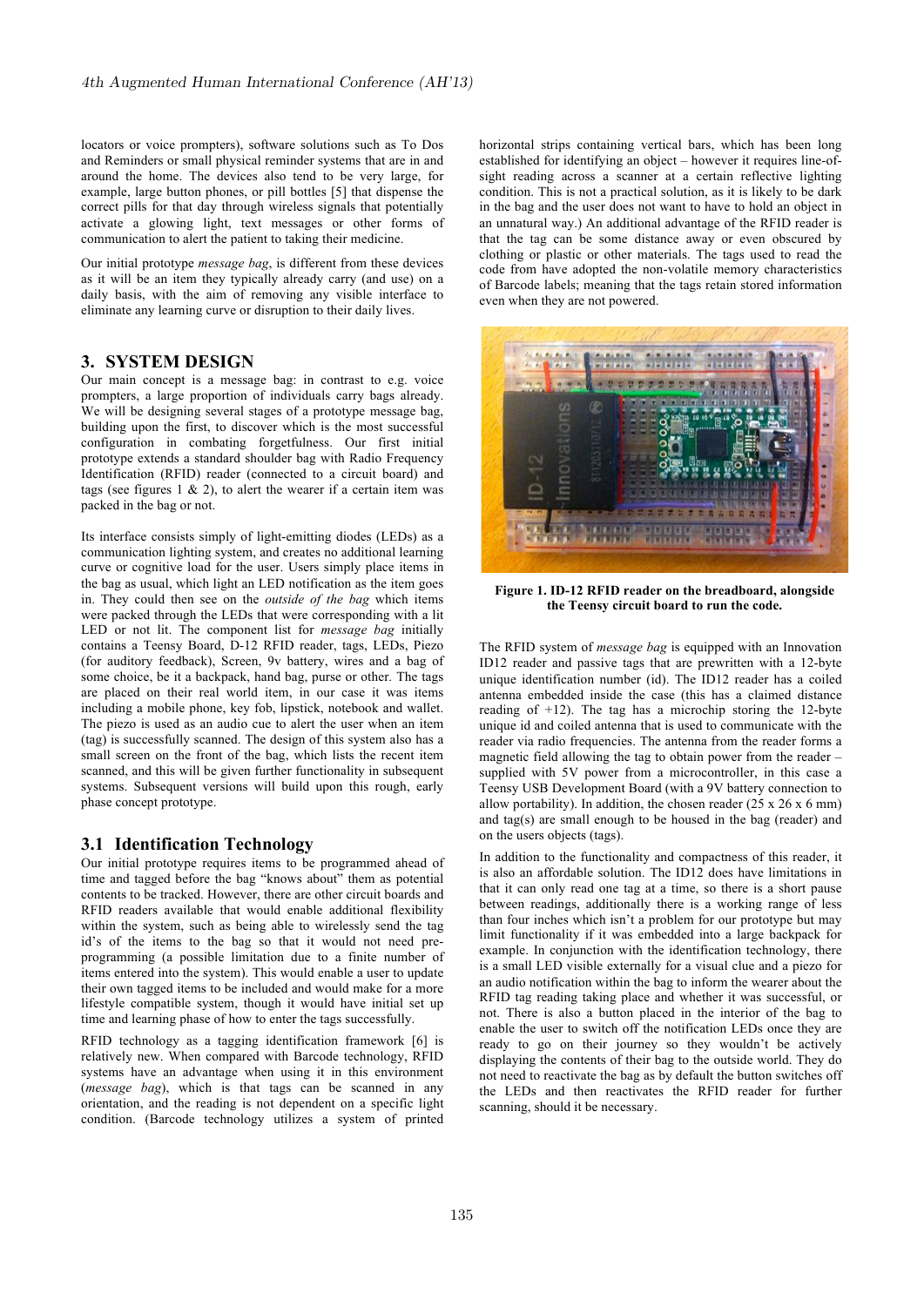locators or voice prompters), software solutions such as To Dos and Reminders or small physical reminder systems that are in and around the home. The devices also tend to be very large, for example, large button phones, or pill bottles [5] that dispense the correct pills for that day through wireless signals that potentially activate a glowing light, text messages or other forms of communication to alert the patient to taking their medicine.

Our initial prototype *message bag*, is different from these devices as it will be an item they typically already carry (and use) on a daily basis, with the aim of removing any visible interface to eliminate any learning curve or disruption to their daily lives.

## 3. SYSTEM DESIGN

Our main concept is a message bag: in contrast to e.g. voice prompters, a large proportion of individuals carry bags already. We will be designing several stages of a prototype message bag, building upon the first, to discover which is the most successful configuration in combating forgetfulness. Our first initial prototype extends a standard shoulder bag with Radio Frequency Identification (RFID) reader (connected to a circuit board) and tags (see figures 1 & 2), to alert the wearer if a certain item was packed in the bag or not.

Its interface consists simply of light-emitting diodes (LEDs) as a communication lighting system, and creates no additional learning curve or cognitive load for the user. Users simply place items in the bag as usual, which light an LED notification as the item goes in. They could then see on the *outside of the bag* which items were packed through the LEDs that were corresponding with a lit LED or not lit. The component list for *message bag* initially contains a Teensy Board, D-12 RFID reader, tags, LEDs, Piezo (for auditory feedback), Screen, 9v battery, wires and a bag of some choice, be it a backpack, hand bag, purse or other. The tags are placed on their real world item, in our case it was items including a mobile phone, key fob, lipstick, notebook and wallet. The piezo is used as an audio cue to alert the user when an item (tag) is successfully scanned. The design of this system also has a small screen on the front of the bag, which lists the recent item scanned, and this will be given further functionality in subsequent systems. Subsequent versions will build upon this rough, early phase concept prototype.

### 3.1 Identification Technology

Our initial prototype requires items to be programmed ahead of time and tagged before the bag "knows about" them as potential contents to be tracked. However, there are other circuit boards and RFID readers available that would enable additional flexibility within the system, such as being able to wirelessly send the tag id's of the items to the bag so that it would not need pre-programming (a possible limitation due to a finite number of items entered into the system). This would enable a user to update their own tagged items to be included and would make for a more lifestyle compatible system, though it would have initial set up time and learning phase of how to enter the tags successfully.

RFID technology as a tagging identification framework [6] is relatively new. When compared with Barcode technology, RFID systems have an advantage when using it in this environment (*message bag*), which is that tags can be scanned in any orientation, and the reading is not dependent on a specific light condition. (Barcode technology utilizes a system of printed horizontal strips containing vertical bars, which has been long established for identifying an object – however it requires line-of-sight reading across a scanner at a certain reflective lighting condition. This is not a practical solution, as it is likely to be dark in the bag and the user does not want to have to hold an object in an unnatural way.) An additional advantage of the RFID reader is that the tag can be some distance away or even obscured by clothing or plastic or other materials. The tags used to read the code from have adopted the non-volatile memory characteristics of Barcode labels; meaning that the tags retain stored information even when they are not powered.

**Figure 1. ID-12 RFID reader on the breadboard, alongside the Teensy circuit board to run the code.**

The RFID system of *message bag* is equipped with an Innovation ID12 reader and passive tags that are prewritten with a 12-byte unique identification number (id). The ID12 reader has a coiled antenna embedded inside the case (this has a claimed distance reading of +12). The tag has a microchip storing the 12-byte unique id and coiled antenna that is used to communicate with the reader via radio frequencies. The antenna from the reader forms a magnetic field allowing the tag to obtain power from the reader – supplied with 5V power from a microcontroller, in this case a Teensy USB Development Board (with a 9V battery connection to allow portability). In addition, the chosen reader (25 x 26 x 6 mm) and tag(s) are small enough to be housed in the bag (reader) and on the users objects (tags).

In addition to the functionality and compactness of this reader, it is also an affordable solution. The ID12 does have limitations in that it can only read one tag at a time, so there is a short pause between readings, additionally there is a working range of less than four inches which isn't a problem for our prototype but may limit functionality if it was embedded into a large backpack for example. In conjunction with the identification technology, there is a small LED visible externally for a visual clue and a piezo for an audio notification within the bag to inform the wearer about the RFID tag reading taking place and whether it was successful, or not. There is also a button placed in the interior of the bag to enable the user to switch off the notification LEDs once they are ready to go on their journey so they wouldn't be actively displaying the contents of their bag to the outside world. They do not need to reactivate the bag as by default the button switches off the LEDs and then reactivates the RFID reader for further scanning, should it be necessary.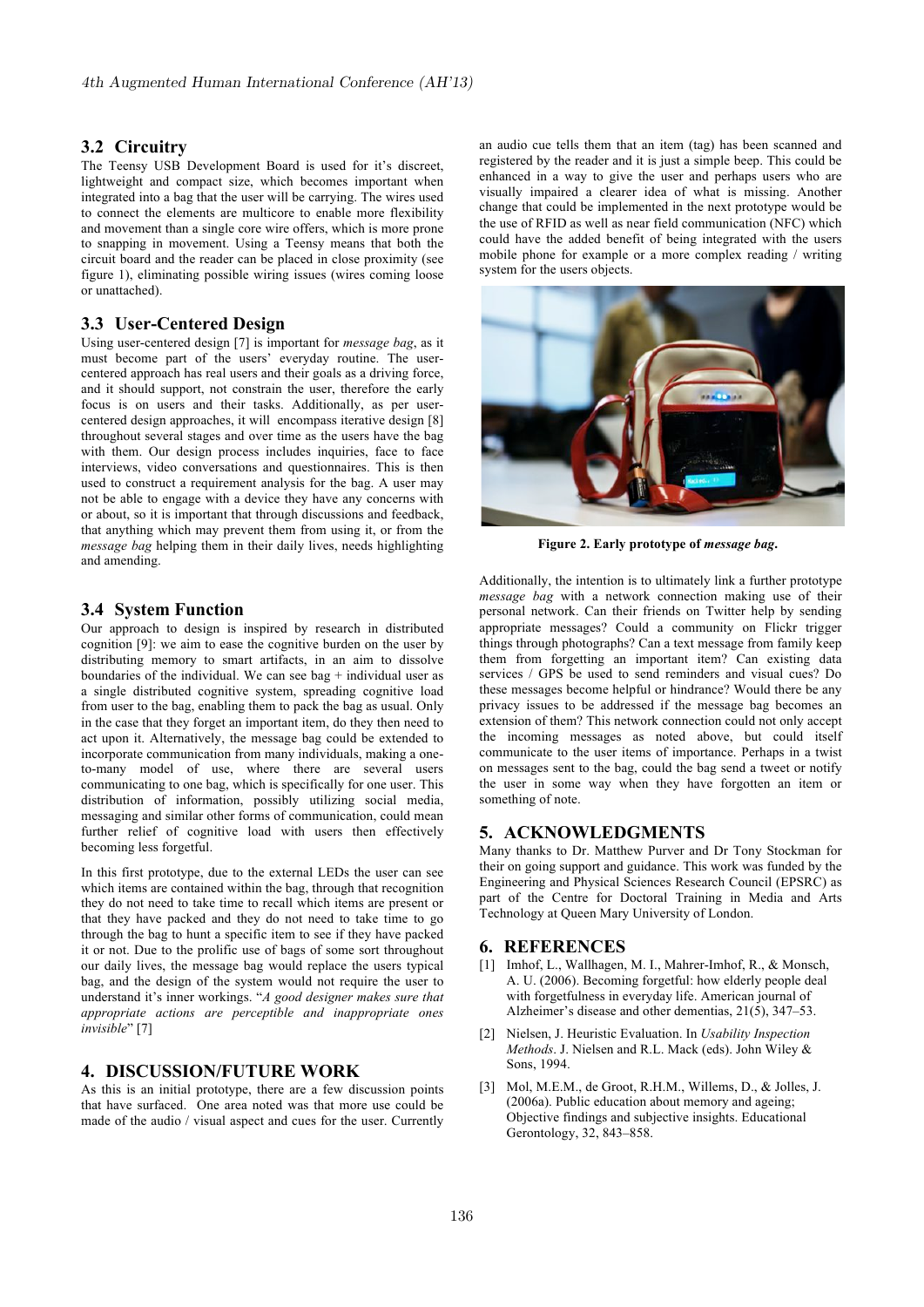### 3.2 Circuitry

The Teensy USB Development Board is used for it's discreet, lightweight and compact size, which becomes important when integrated into a bag that the user will be carrying. The wires used to connect the elements are multicore to enable more flexibility and movement than a single core wire offers, which is more prone to snapping in movement. Using a Teensy means that both the circuit board and the reader can be placed in close proximity (see figure 1), eliminating possible wiring issues (wires coming loose or unattached).

### 3.3 User-Centered Design

Using user-centered design [7] is important for *message bag*, as it must become part of the users' everyday routine. The user-centered approach has real users and their goals as a driving force, and it should support, not constrain the user, therefore the early focus is on users and their tasks. Additionally, as per user-centered design approaches, it will encompass iterative design [8] throughout several stages and over time as the users have the bag with them. Our design process includes inquiries, face to face interviews, video conversations and questionnaires. This is then used to construct a requirement analysis for the bag. A user may not be able to engage with a device they have any concerns with or about, so it is important that through discussions and feedback, that anything which may prevent them from using it, or from the *message bag* helping them in their daily lives, needs highlighting and amending.

### 3.4 System Function

Our approach to design is inspired by research in distributed cognition [9]: we aim to ease the cognitive burden on the user by distributing memory to smart artifacts, in an aim to dissolve boundaries of the individual. We can see bag + individual user as a single distributed cognitive system, spreading cognitive load from user to the bag, enabling them to pack the bag as usual. Only in the case that they forget an important item, do they then need to act upon it. Alternatively, the message bag could be extended to incorporate communication from many individuals, making a one-to-many model of use, where there are several users communicating to one bag, which is specifically for one user. This distribution of information, possibly utilizing social media, messaging and similar other forms of communication, could mean further relief of cognitive load with users then effectively becoming less forgetful.

In this first prototype, due to the external LEDs the user can see which items are contained within the bag, through that recognition they do not need to take time to recall which items are present or that they have packed and they do not need to take time to go through the bag to hunt a specific item to see if they have packed it or not. Due to the prolific use of bags of some sort throughout our daily lives, the message bag would replace the users typical bag, and the design of the system would not require the user to understand it's inner workings. "*A good designer makes sure that appropriate actions are perceptible and inappropriate ones invisible*" [7]

## 4. DISCUSSION/FUTURE WORK

As this is an initial prototype, there are a few discussion points that have surfaced. One area noted was that more use could be made of the audio / visual aspect and cues for the user. Currently an audio cue tells them that an item (tag) has been scanned and registered by the reader and it is just a simple beep. This could be enhanced in a way to give the user and perhaps users who are visually impaired a clearer idea of what is missing. Another change that could be implemented in the next prototype would be the use of RFID as well as near field communication (NFC) which could have the added benefit of being integrated with the users mobile phone for example or a more complex reading / writing system for the users objects.

**Figure 2. Early prototype of *message bag*.**

Additionally, the intention is to ultimately link a further prototype *message bag* with a network connection making use of their personal network. Can their friends on Twitter help by sending appropriate messages? Could a community on Flickr trigger things through photographs? Can a text message from family keep them from forgetting an important item? Can existing data services / GPS be used to send reminders and visual cues? Do these messages become helpful or hindrance? Would there be any privacy issues to be addressed if the message bag becomes an extension of them? This network connection could not only accept the incoming messages as noted above, but could itself communicate to the user items of importance. Perhaps in a twist on messages sent to the bag, could the bag send a tweet or notify the user in some way when they have forgotten an item or something of note.

## 5. ACKNOWLEDGMENTS

Many thanks to Dr. Matthew Purver and Dr Tony Stockman for their on going support and guidance. This work was funded by the Engineering and Physical Sciences Research Council (EPSRC) as part of the Centre for Doctoral Training in Media and Arts Technology at Queen Mary University of London.

## 6. REFERENCES

[1] Imhof, L., Wallhagen, M. I., Mahrer-Imhof, R., & Monsch, A. U. (2006). Becoming forgetful: how elderly people deal with forgetfulness in everyday life. American journal of Alzheimer's disease and other dementias, 21(5), 347–53.

[2] Nielsen, J. Heuristic Evaluation. In *Usability Inspection Methods*. J. Nielsen and R.L. Mack (eds). John Wiley & Sons, 1994.

[3] Mol, M.E.M., de Groot, R.H.M., Willems, D., & Jolles, J. (2006a). Public education about memory and ageing; Objective findings and subjective insights. Educational Gerontology, 32, 843–858.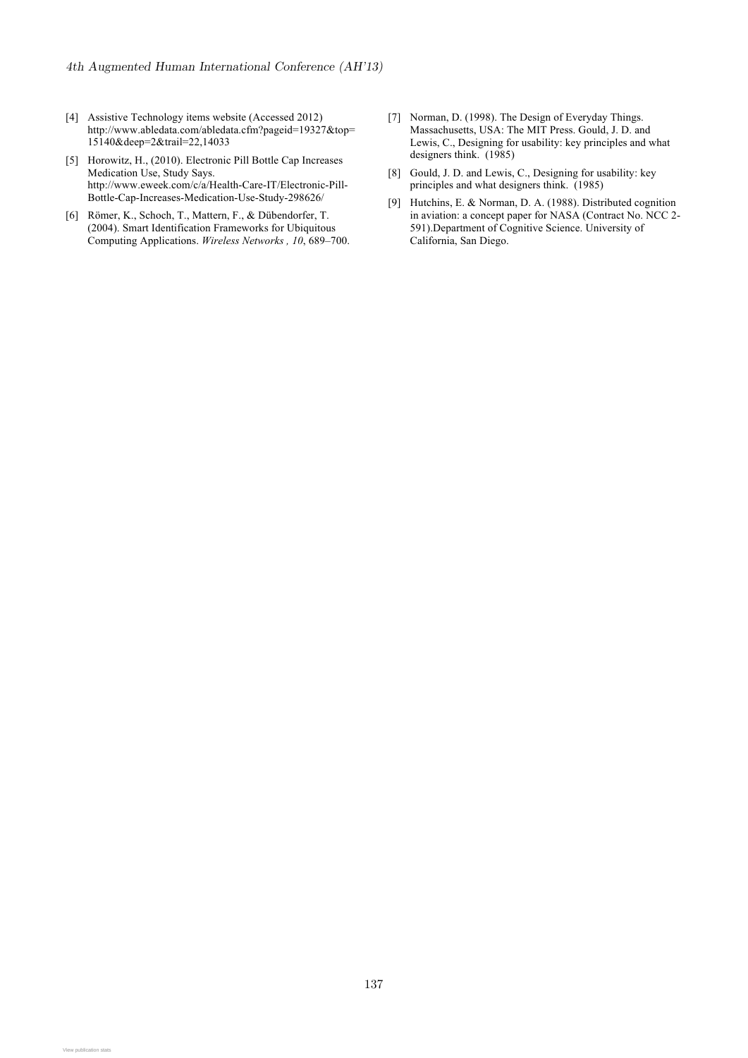[4] Assistive Technology items website (Accessed 2012) http://www.abledata.com/abledata.cfm?pageid=19327&top=15140&deep=2&trail=22,14033

[5] Horowitz, H., (2010). Electronic Pill Bottle Cap Increases Medication Use, Study Says. http://www.eweek.com/c/a/Health-Care-IT/Electronic-Pill-Bottle-Cap-Increases-Medication-Use-Study-298626/

[6] Römer, K., Schoch, T., Mattern, F., & Dübendorfer, T. (2004). Smart Identification Frameworks for Ubiquitous Computing Applications. *Wireless Networks , 10*, 689–700.

[7] Norman, D. (1998). The Design of Everyday Things. Massachusetts, USA: The MIT Press. Gould, J. D. and Lewis, C., Designing for usability: key principles and what designers think. (1985)

[8] Gould, J. D. and Lewis, C., Designing for usability: key principles and what designers think. (1985)

[9] Hutchins, E. & Norman, D. A. (1988). Distributed cognition in aviation: a concept paper for NASA (Contract No. NCC 2-591).Department of Cognitive Science. University of California, San Diego.